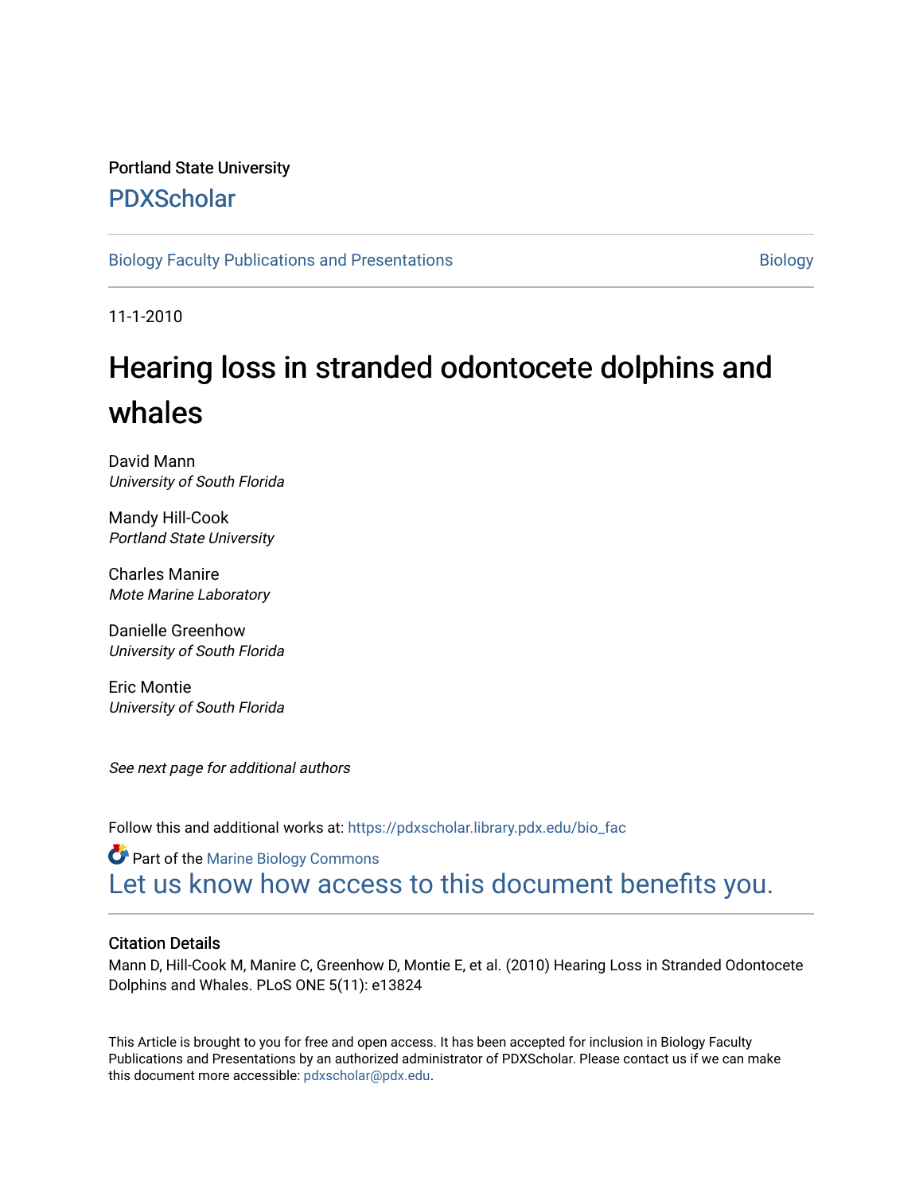Portland State University

## PDXScholar

Biology Faculty Publications and Presentations

Biology

11-1-2010

# Hearing loss in stranded odontocete dolphins and whales

David Mann
*University of South Florida*

Mandy Hill-Cook
*Portland State University*

Charles Manire
*Mote Marine Laboratory*

Danielle Greenhow
*University of South Florida*

Eric Montie
*University of South Florida*

*See next page for additional authors*

Follow this and additional works at: https://pdxscholar.library.pdx.edu/bio_fac

Part of the Marine Biology Commons

Let us know how access to this document benefits you.

### Citation Details

Mann D, Hill-Cook M, Manire C, Greenhow D, Montie E, et al. (2010) Hearing Loss in Stranded Odontocete Dolphins and Whales. PLoS ONE 5(11): e13824

This Article is brought to you for free and open access. It has been accepted for inclusion in Biology Faculty Publications and Presentations by an authorized administrator of PDXScholar. Please contact us if we can make this document more accessible: pdxscholar@pdx.edu.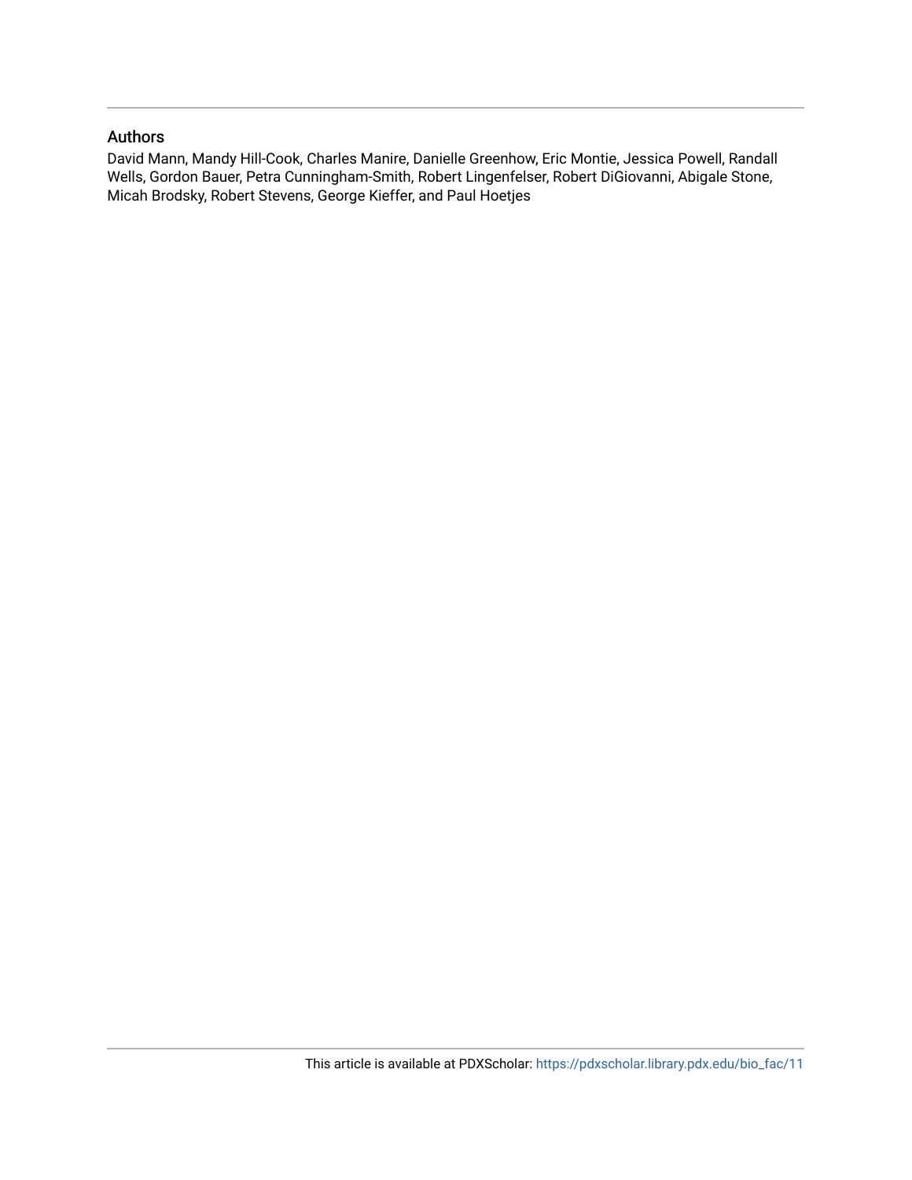## Authors

David Mann, Mandy Hill-Cook, Charles Manire, Danielle Greenhow, Eric Montie, Jessica Powell, Randall Wells, Gordon Bauer, Petra Cunningham-Smith, Robert Lingenfelser, Robert DiGiovanni, Abigale Stone, Micah Brodsky, Robert Stevens, George Kieffer, and Paul Hoetjes

This article is available at PDXScholar: https://pdxscholar.library.pdx.edu/bio_fac/11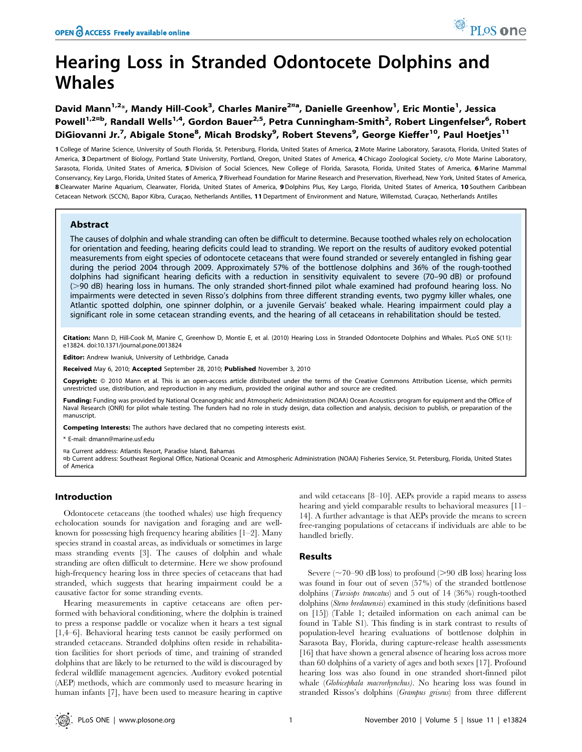# Hearing Loss in Stranded Odontocete Dolphins and Whales

David Mann[1,2]*, Mandy Hill-Cook[3], Charles Manire[2¤a], Danielle Greenhow[1], Eric Montie[1], Jessica Powell[1,2¤b], Randall Wells[1,4], Gordon Bauer[2,5], Petra Cunningham-Smith[2], Robert Lingenfelser[6], Robert DiGiovanni Jr.[7], Abigale Stone[8], Micah Brodsky[9], Robert Stevens[9], George Kieffer[10], Paul Hoetjes[11]

1 College of Marine Science, University of South Florida, St. Petersburg, Florida, United States of America, 2 Mote Marine Laboratory, Sarasota, Florida, United States of America, 3 Department of Biology, Portland State University, Portland, Oregon, United States of America, 4 Chicago Zoological Society, c/o Mote Marine Laboratory, Sarasota, Florida, United States of America, 5 Division of Social Sciences, New College of Florida, Sarasota, Florida, United States of America, 6 Marine Mammal Conservancy, Key Largo, Florida, United States of America, 7 Riverhead Foundation for Marine Research and Preservation, Riverhead, New York, United States of America, 8 Clearwater Marine Aquarium, Clearwater, Florida, United States of America, 9 Dolphins Plus, Key Largo, Florida, United States of America, 10 Southern Caribbean Cetacean Network (SCCN), Bapor Kibra, Curaçao, Netherlands Antilles, 11 Department of Environment and Nature, Willemstad, Curaçao, Netherlands Antilles

## Abstract

The causes of dolphin and whale stranding can often be difficult to determine. Because toothed whales rely on echolocation for orientation and feeding, hearing deficits could lead to stranding. We report on the results of auditory evoked potential measurements from eight species of odontocete cetaceans that were found stranded or severely entangled in fishing gear during the period 2004 through 2009. Approximately 57% of the bottlenose dolphins and 36% of the rough-toothed dolphins had significant hearing deficits with a reduction in sensitivity equivalent to severe (70–90 dB) or profound (>90 dB) hearing loss in humans. The only stranded short-finned pilot whale examined had profound hearing loss. No impairments were detected in seven Risso's dolphins from three different stranding events, two pygmy killer whales, one Atlantic spotted dolphin, one spinner dolphin, or a juvenile Gervais' beaked whale. Hearing impairment could play a significant role in some cetacean stranding events, and the hearing of all cetaceans in rehabilitation should be tested.

**Citation:** Mann D, Hill-Cook M, Manire C, Greenhow D, Montie E, et al. (2010) Hearing Loss in Stranded Odontocete Dolphins and Whales. PLoS ONE 5(11): e13824. doi:10.1371/journal.pone.0013824

**Editor:** Andrew Iwaniuk, University of Lethbridge, Canada

**Received** May 6, 2010; **Accepted** September 28, 2010; **Published** November 3, 2010

**Copyright:** © 2010 Mann et al. This is an open-access article distributed under the terms of the Creative Commons Attribution License, which permits unrestricted use, distribution, and reproduction in any medium, provided the original author and source are credited.

**Funding:** Funding was provided by National Oceanographic and Atmospheric Administration (NOAA) Ocean Acoustics program for equipment and the Office of Naval Research (ONR) for pilot whale testing. The funders had no role in study design, data collection and analysis, decision to publish, or preparation of the manuscript.

**Competing Interests:** The authors have declared that no competing interests exist.

\* E-mail: dmann@marine.usf.edu

¤a Current address: Atlantis Resort, Paradise Island, Bahamas

¤b Current address: Southeast Regional Office, National Oceanic and Atmospheric Administration (NOAA) Fisheries Service, St. Petersburg, Florida, United States of America

## Introduction

Odontocete cetaceans (the toothed whales) use high frequency echolocation sounds for navigation and foraging and are well-known for possessing high frequency hearing abilities [1–2]. Many species strand in coastal areas, as individuals or sometimes in large mass stranding events [3]. The causes of dolphin and whale stranding are often difficult to determine. Here we show profound high-frequency hearing loss in three species of cetaceans that had stranded, which suggests that hearing impairment could be a causative factor for some stranding events.

Hearing measurements in captive cetaceans are often performed with behavioral conditioning, where the dolphin is trained to press a response paddle or vocalize when it hears a test signal [1,4–6]. Behavioral hearing tests cannot be easily performed on stranded cetaceans. Stranded dolphins often reside in rehabilitation facilities for short periods of time, and training of stranded dolphins that are likely to be returned to the wild is discouraged by federal wildlife management agencies. Auditory evoked potential (AEP) methods, which are commonly used to measure hearing in human infants [7], have been used to measure hearing in captive and wild cetaceans [8–10]. AEPs provide a rapid means to assess hearing and yield comparable results to behavioral measures [11–14]. A further advantage is that AEPs provide the means to screen free-ranging populations of cetaceans if individuals are able to be handled briefly.

## Results

Severe (~70–90 dB loss) to profound (>90 dB loss) hearing loss was found in four out of seven (57%) of the stranded bottlenose dolphins (*Tursiops truncatus*) and 5 out of 14 (36%) rough-toothed dolphins (*Steno bredanensis*) examined in this study (definitions based on [15]) (Table 1; detailed information on each animal can be found in Table S1). This finding is in stark contrast to results of population-level hearing evaluations of bottlenose dolphin in Sarasota Bay, Florida, during capture-release health assessments [16] that have shown a general absence of hearing loss across more than 60 dolphins of a variety of ages and both sexes [17]. Profound hearing loss was also found in one stranded short-finned pilot whale (*Globicephala macrorhynchus*). No hearing loss was found in stranded Rissos's dolphins (*Grampus griseus*) from three different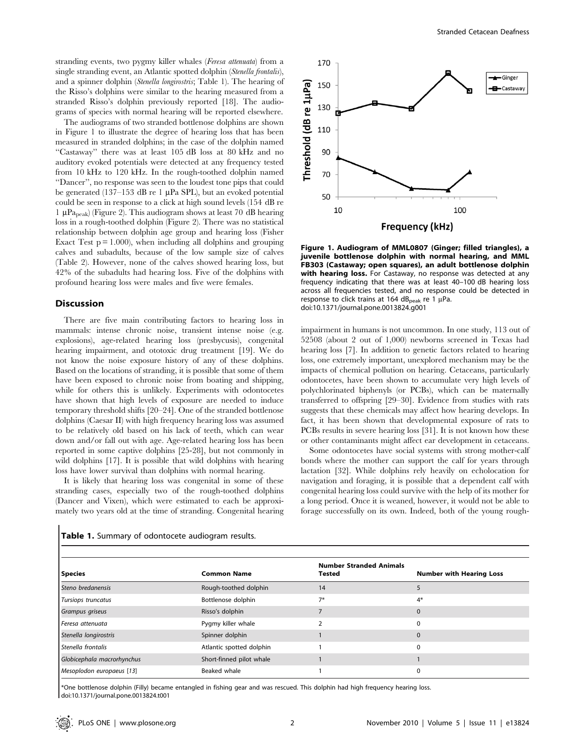stranding events, two pygmy killer whales (*Feresa attenuata*) from a single stranding event, an Atlantic spotted dolphin (*Stenella frontalis*), and a spinner dolphin (*Stenella longirostris*; Table 1). The hearing of the Risso's dolphins were similar to the hearing measured from a stranded Risso's dolphin previously reported [18]. The audiograms of species with normal hearing will be reported elsewhere.

The audiograms of two stranded bottlenose dolphins are shown in Figure 1 to illustrate the degree of hearing loss that has been measured in stranded dolphins; in the case of the dolphin named "Castaway" there was at least 105 dB loss at 80 kHz and no auditory evoked potentials were detected at any frequency tested from 10 kHz to 120 kHz. In the rough-toothed dolphin named "Dancer", no response was seen to the loudest tone pips that could be generated (137–153 dB re 1 µPa SPL), but an evoked potential could be seen in response to a click at high sound levels (154 dB re 1 $\mu Pa_{peak}$) (Figure 2). This audiogram shows at least 70 dB hearing loss in a rough-toothed dolphin (Figure 2). There was no statistical relationship between dolphin age group and hearing loss (Fisher Exact Test $p = 1.000$), when including all dolphins and grouping calves and subadults, because of the low sample size of calves (Table 2). However, none of the calves showed hearing loss, but 42% of the subadults had hearing loss. Five of the dolphins with profound hearing loss were males and five were females.

## Discussion

There are five main contributing factors to hearing loss in mammals: intense chronic noise, transient intense noise (e.g. explosions), age-related hearing loss (presbycusis), congenital hearing impairment, and ototoxic drug treatment [19]. We do not know the noise exposure history of any of these dolphins. Based on the locations of stranding, it is possible that some of them have been exposed to chronic noise from boating and shipping, while for others this is unlikely. Experiments with odontocetes have shown that high levels of exposure are needed to induce temporary threshold shifts [20–24]. One of the stranded bottlenose dolphins (Caesar II) with high frequency hearing loss was assumed to be relatively old based on his lack of teeth, which can wear down and/or fall out with age. Age-related hearing loss has been reported in some captive dolphins [25-28], but not commonly in wild dolphins [17]. It is possible that wild dolphins with hearing loss have lower survival than dolphins with normal hearing.

It is likely that hearing loss was congenital in some of these stranding cases, especially two of the rough-toothed dolphins (Dancer and Vixen), which were estimated to each be approximately two years old at the time of stranding. Congenital hearing impairment in humans is not uncommon. In one study, 113 out of 52508 (about 2 out of 1,000) newborns screened in Texas had hearing loss [7]. In addition to genetic factors related to hearing loss, one extremely important, unexplored mechanism may be the impacts of chemical pollution on hearing. Cetaceans, particularly odontocetes, have been shown to accumulate very high levels of polychlorinated biphenyls (or PCBs), which can be maternally transferred to offspring [29–30]. Evidence from studies with rats suggests that these chemicals may affect how hearing develops. In fact, it has been shown that developmental exposure of rats to PCBs results in severe hearing loss [31]. It is not known how these or other contaminants might affect ear development in cetaceans.

Some odontocetes have social systems with strong mother-calf bonds where the mother can support the calf for years through lactation [32]. While dolphins rely heavily on echolocation for navigation and foraging, it is possible that a dependent calf with congenital hearing loss could survive with the help of its mother for a long period. Once it is weaned, however, it would not be able to forage successfully on its own. Indeed, both of the young rough-

**Figure 1. Audiogram of MML0807 (Ginger; filled triangles), a juvenile bottlenose dolphin with normal hearing, and MML FB303 (Castaway; open squares), an adult bottlenose dolphin with hearing loss.** For Castaway, no response was detected at any frequency indicating that there was at least 40–100 dB hearing loss across all frequencies tested, and no response could be detected in response to click trains at 164 $dB_{peak}$ re 1 µPa.
doi:10.1371/journal.pone.0013824.g001

**Table 1.** Summary of odontocete audiogram results.

| Species | Common Name | Number Stranded Animals Tested | Number with Hearing Loss |
|---|---|---|---|
| *Steno bredanensis* | Rough-toothed dolphin | 14 | 5 |
| *Tursiops truncatus* | Bottlenose dolphin | 7* | 4* |
| *Grampus griseus* | Risso's dolphin | 7 | 0 |
| *Feresa attenuata* | Pygmy killer whale | 2 | 0 |
| *Stenella longirostris* | Spinner dolphin | 1 | 0 |
| *Stenella frontalis* | Atlantic spotted dolphin | 1 | 0 |
| *Globicephala macrorhynchus* | Short-finned pilot whale | 1 | 1 |
| *Mesoplodon europaeus* [13] | Beaked whale | 1 | 0 |

*One bottlenose dolphin (Filly) became entangled in fishing gear and was rescued. This dolphin had high frequency hearing loss.
doi:10.1371/journal.pone.0013824.t001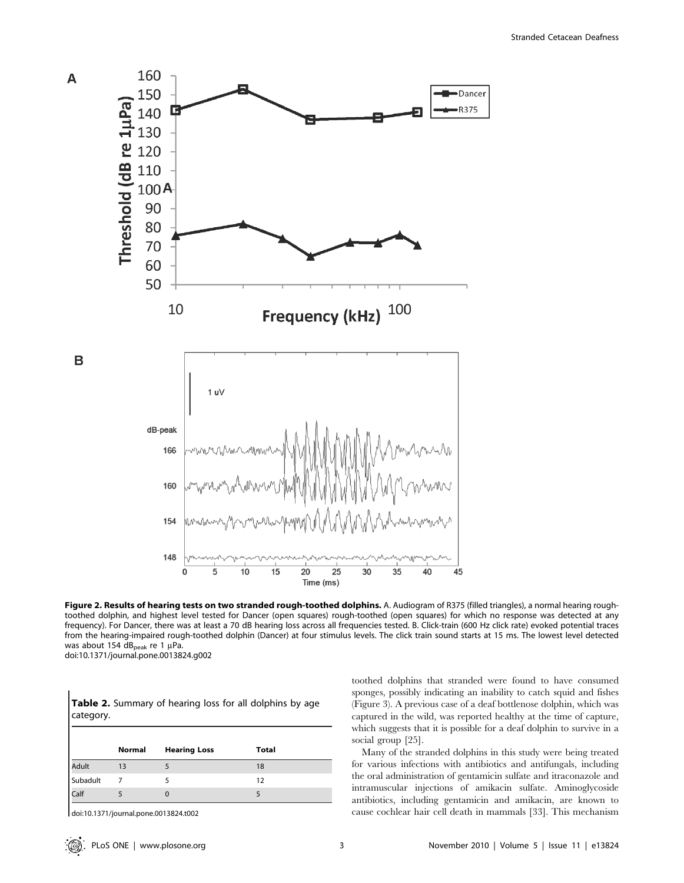**Figure 2. Results of hearing tests on two stranded rough-toothed dolphins.** A. Audiogram of R375 (filled triangles), a normal hearing rough-toothed dolphin, and highest level tested for Dancer (open squares) rough-toothed (open squares) for which no response was detected at any frequency). For Dancer, there was at least a 70 dB hearing loss across all frequencies tested. B. Click-train (600 Hz click rate) evoked potential traces from the hearing-impaired rough-toothed dolphin (Dancer) at four stimulus levels. The click train sound starts at 15 ms. The lowest level detected was about 154 $dB_{peak}$ re 1 µPa.
doi:10.1371/journal.pone.0013824.g002

**Table 2.** Summary of hearing loss for all dolphins by age category.

| | Normal | Hearing Loss | Total |
|---|---|---|---|
| Adult | 13 | 5 | 18 |
| Subadult | 7 | 5 | 12 |
| Calf | 5 | 0 | 5 |

doi:10.1371/journal.pone.0013824.t002

toothed dolphins that stranded were found to have consumed sponges, possibly indicating an inability to catch squid and fishes (Figure 3). A previous case of a deaf bottlenose dolphin, which was captured in the wild, was reported healthy at the time of capture, which suggests that it is possible for a deaf dolphin to survive in a social group [25].

Many of the stranded dolphins in this study were being treated for various infections with antibiotics and antifungals, including the oral administration of gentamicin sulfate and itraconazole and intramuscular injections of amikacin sulfate. Aminoglycoside antibiotics, including gentamicin and amikacin, are known to cause cochlear hair cell death in mammals [33]. This mechanism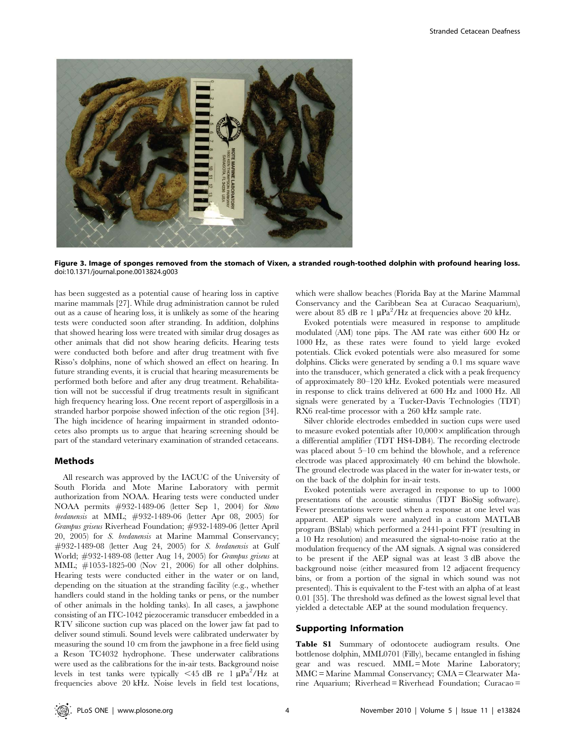**Figure 3. Image of sponges removed from the stomach of Vixen, a stranded rough-toothed dolphin with profound hearing loss.**
doi:10.1371/journal.pone.0013824.g003

has been suggested as a potential cause of hearing loss in captive marine mammals [27]. While drug administration cannot be ruled out as a cause of hearing loss, it is unlikely as some of the hearing tests were conducted soon after stranding. In addition, dolphins that showed hearing loss were treated with similar drug dosages as other animals that did not show hearing deficits. Hearing tests were conducted both before and after drug treatment with five Risso's dolphins, none of which showed an effect on hearing. In future stranding events, it is crucial that hearing measurements be performed both before and after any drug treatment. Rehabilitation will not be successful if drug treatments result in significant high frequency hearing loss. One recent report of aspergillosis in a stranded harbor porpoise showed infection of the otic region [34]. The high incidence of hearing impairment in stranded odontocetes also prompts us to argue that hearing screening should be part of the standard veterinary examination of stranded cetaceans.

## Methods

All research was approved by the IACUC of the University of South Florida and Mote Marine Laboratory with permit authorization from NOAA. Hearing tests were conducted under NOAA permits #932-1489-06 (letter Sep 1, 2004) for *Steno bredanensis* at MML; #932-1489-06 (letter Apr 08, 2005) for *Grampus griseus* Riverhead Foundation; #932-1489-06 (letter April 20, 2005) for *S. bredanensis* at Marine Mammal Conservancy; #932-1489-08 (letter Aug 24, 2005) for *S. bredanensis* at Gulf World; #932-1489-08 (letter Aug 14, 2005) for *Grampus griseus* at MML; #1053-1825-00 (Nov 21, 2006) for all other dolphins. Hearing tests were conducted either in the water or on land, depending on the situation at the stranding facility (e.g., whether handlers could stand in the holding tanks or pens, or the number of other animals in the holding tanks). In all cases, a jawphone consisting of an ITC-1042 piezoceramic transducer embedded in a RTV silicone suction cup was placed on the lower jaw fat pad to deliver sound stimuli. Sound levels were calibrated underwater by measuring the sound 10 cm from the jawphone in a free field using a Reson TC4032 hydrophone. These underwater calibrations were used as the calibrations for the in-air tests. Background noise levels in test tanks were typically <45 dB re 1 $\mu Pa^2$/Hz at frequencies above 20 kHz. Noise levels in field test locations, which were shallow beaches (Florida Bay at the Marine Mammal Conservancy and the Caribbean Sea at Curacao Seaquarium), were about 85 dB re 1 $\mu Pa^2$/Hz at frequencies above 20 kHz.

Evoked potentials were measured in response to amplitude modulated (AM) tone pips. The AM rate was either 600 Hz or 1000 Hz, as these rates were found to yield large evoked potentials. Click evoked potentials were also measured for some dolphins. Clicks were generated by sending a 0.1 ms square wave into the transducer, which generated a click with a peak frequency of approximately 80–120 kHz. Evoked potentials were measured in response to click trains delivered at 600 Hz and 1000 Hz. All signals were generated by a Tucker-Davis Technologies (TDT) RX6 real-time processor with a 260 kHz sample rate.

Silver chloride electrodes embedded in suction cups were used to measure evoked potentials after 10,000× amplification through a differential amplifier (TDT HS4-DB4). The recording electrode was placed about 5–10 cm behind the blowhole, and a reference electrode was placed approximately 40 cm behind the blowhole. The ground electrode was placed in the water for in-water tests, or on the back of the dolphin for in-air tests.

Evoked potentials were averaged in response to up to 1000 presentations of the acoustic stimulus (TDT BioSig software). Fewer presentations were used when a response at one level was apparent. AEP signals were analyzed in a custom MATLAB program (BSlab) which performed a 2441-point FFT (resulting in a 10 Hz resolution) and measured the signal-to-noise ratio at the modulation frequency of the AM signals. A signal was considered to be present if the AEP signal was at least 3 dB above the background noise (either measured from 12 adjacent frequency bins, or from a portion of the signal in which sound was not presented). This is equivalent to the F-test with an alpha of at least 0.01 [35]. The threshold was defined as the lowest signal level that yielded a detectable AEP at the sound modulation frequency.

## Supporting Information

**Table S1** Summary of odontocete audiogram results. One bottlenose dolphin, MML0701 (Filly), became entangled in fishing gear and was rescued. MML = Mote Marine Laboratory; MMC = Marine Mammal Conservancy; CMA = Clearwater Marine Aquarium; Riverhead = Riverhead Foundation; Curacao =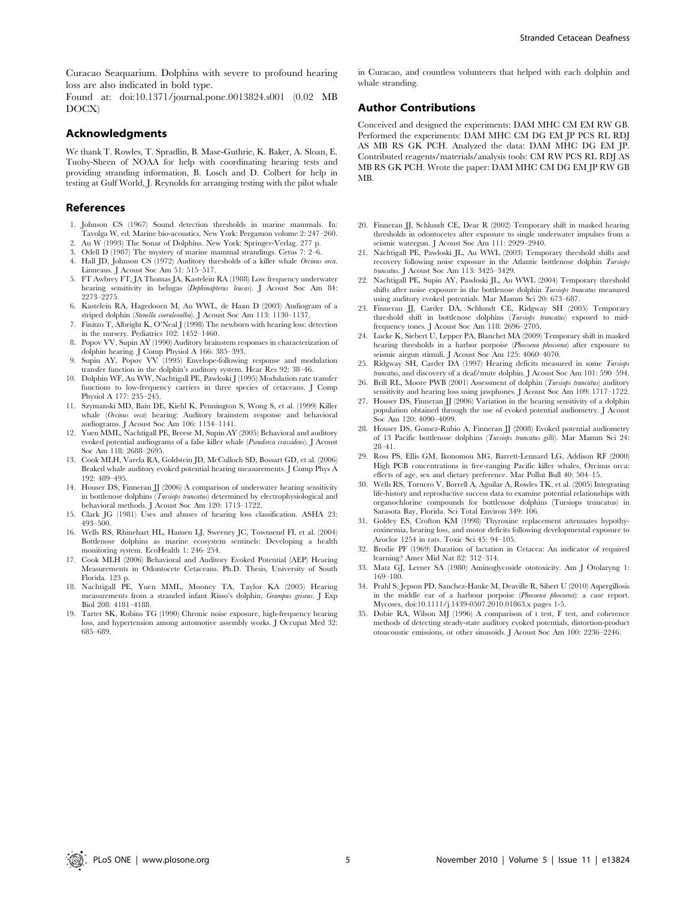Curacao Seaquarium. Dolphins with severe to profound hearing loss are also indicated in bold type.

Found at: doi:10.1371/journal.pone.0013824.s001 (0.02 MB DOCX)

## Acknowledgments

We thank T. Rowles, T. Spradlin, B. Mase-Guthrie, K. Baker, A. Sloan, E. Tuohy-Sheen of NOAA for help with coordinating hearing tests and providing stranding information, B. Losch and D. Colbert for help in testing at Gulf World, J. Reynolds for arranging testing with the pilot whale in Curacao, and countless volunteers that helped with each dolphin and whale stranding.

## Author Contributions

Conceived and designed the experiments: DAM MHC CM EM RW GB. Performed the experiments: DAM MHC CM DG EM JP PCS RL RDJ AS MB RS GK PCH. Analyzed the data: DAM MHC DG EM JP. Contributed reagents/materials/analysis tools: CM RW PCS RL RDJ AS MB RS GK PCH. Wrote the paper: DAM MHC CM DG EM JP RW GB MB.

## References

1. Johnson CS (1967) Sound detection thresholds in marine mammals. In: Tavolga W, ed. Marine bio-acoustics. New York: Pergamon volume 2: 247–260.
2. Au W (1993) The Sonar of Dolphins. New York: Springer-Verlag. 277 p.
3. Odell D (1987) The mystery of marine mammal strandings. Cetus 7: 2–6.
4. Hall JD, Johnson CS (1972) Auditory thresholds of a killer whale *Orcinus orca*. Linneaus. J Acoust Soc Am 51: 515–517.
5. FT Awbrey FT, JA Thomas JA, Kastelein RA (1988) Low frequency underwater hearing sensitivity in belugas (*Dephinapterus leucas*). J Acoust Soc Am 84: 2273–2275.
6. Kastelein RA, Hagedoorn M, Au WWL, de Haan D (2003) Audiogram of a striped dolphin (*Stenella coeruleoalba*). J Acoust Soc Am 113: 1130–1137.
7. Finitzo T, Albright K, O'Neal J (1998) The newborn with hearing loss: detection in the nursery. Pediatrics 102: 1452–1460.
8. Popov VV, Supin AY (1990) Auditory brainstem responses in characterization of dolphin hearing. J Comp Physiol A 166: 385–393.
9. Supin AY, Popov VV (1995) Envelope-following response and modulation transfer function in the dolphin's auditory system. Hear Res 92: 38–46.
10. Dolphin WF, Au WW, Nachtigall PE, Pawloski J (1995) Modulation rate transfer functions to low-frequency carriers in three species of cetaceans. J Comp Physiol A 177: 235–245.
11. Szymanski MD, Bain DE, Kiehl K, Pennington S, Wong S, et al. (1999) Killer whale (*Orcinus orca*) hearing: Auditory brainstem response and behavioral audiograms. J Acoust Soc Am 106: 1134–1141.
12. Yuen MML, Nachtigall PE, Breese M, Supin AY (2005) Behavioral and auditory evoked potential audiograms of a false killer whale (*Pseudorca crassidens*). J Acoust Soc Am 118: 2688–2695.
13. Cook MLH, Varela RA, Goldstein JD, McCulloch SD, Bossart GD, et al. (2006) Beaked whale auditory evoked potential hearing measurements. J Comp Phys A 192: 489–495.
14. Houser DS, Finneran JJ (2006) A comparison of underwater hearing sensitivity in bottlenose dolphins (*Tursiops truncatus*) determined by electrophysiological and behavioral methods. J Acoust Soc Am 120: 1713–1722.
15. Clark JG (1981) Uses and abuses of hearing loss classification. ASHA 23: 493–500.
16. Wells RS, Rhinehart HL, Hansen LJ, Sweeney JC, Townsend FI, et al. (2004) Bottlenose dolphins as marine ecosystem sentinels: Developing a health monitoring system. EcoHealth 1: 246–254.
17. Cook MLH (2006) Behavioral and Auditory Evoked Potential (AEP) Hearing Measurements in Odontocete Cetaceans. Ph.D. Thesis, University of South Florida. 123 p.
18. Nachtigall PE, Yuen MML, Mooney TA, Taylor KA (2005) Hearing measurements from a stranded infant Risso's dolphin, *Grampus griseus*. J Exp Biol 208: 4181–4188.
19. Tarter SK, Robins TG (1990) Chronic noise exposure, high-frequency hearing loss, and hypertension among automotive assembly works. J Occupat Med 32: 685–689.
20. Finneran JJ, Schlundt CE, Dear R (2002) Temporary shift in masked hearing thresholds in odontocetes after exposure to single underwater impulses from a seismic watergun. J Acoust Soc Am 111: 2929–2940.
21. Nachtigall PE, Pawloski JL, Au WWL (2003) Temporary threshold shifts and recovery following noise exposure in the Atlantic bottlenose dolphin *Tursiops truncatus*. J Acoust Soc Am 113: 3425–3429.
22. Nachtigall PE, Supin AY, Pawloski JL, Au WWL (2004) Temporary threshold shifts after noise exposure in the bottlenose dolphin *Tursiops truncatus* measured using auditory evoked potentials. Mar Mamm Sci 20: 673–687.
23. Finneran JJ, Carder DA, Schlundt CE, Ridgway SH (2005) Temporary threshold shift in bottlenose dolphins (*Tursiops truncatus*) exposed to mid-frequency tones. J Acoust Soc Am 118: 2696–2705.
24. Lucke K, Siebert U, Lepper PA, Blanchet MA (2009) Temporary shift in masked hearing thresholds in a harbor porpoise (*Phocoena phocoena*) after exposure to seismic airgun stimuli. J Acoust Soc Am 125: 4060–4070.
25. Ridgway SH, Carder DA (1997) Hearing deficits measured in some *Tursiops truncatus*, and discovery of a deaf/mute dolphin. J Acoust Soc Am 101: 590–594.
26. Brill RL, Moore PWB (2001) Assessment of dolphin (*Tursiops truncatus*) auditory sensitivity and hearing loss using jawphones. J Acoust Soc Am 109: 1717–1722.
27. Houser DS, Finneran JJ (2006) Variation in the hearing sensitivity of a dolphin population obtained through the use of evoked potential audiometry. J Acoust Soc Am 120: 4090–4099.
28. Houser DS, Gomez-Rubio A, Finneran JJ (2008) Evoked potential audiometry of 13 Pacific bottlenose dolphins (*Tursiops truncatus gilli*). Mar Mamm Sci 24: 28–41.
29. Ross PS, Ellis GM, Ikonomou MG, Barrett-Lennard LG, Addison RF (2000) High PCB concentrations in free-ranging Pacific killer whales, Orcinus orca: effects of age, sex and dietary preference. Mar Pollut Bull 40: 504–15.
30. Wells RS, Tornero V, Borrell A, Aguilar A, Rowles TK, et al. (2005) Integrating life-history and reproductive success data to examine potential relationships with organochlorine compounds for bottlenose dolphins (Tursiops truncatus) in Sarasota Bay, Florida. Sci Total Environ 349: 106.
31. Goldey ES, Crofton KM (1998) Thyroxine replacement attenuates hypothyroxinemia, hearing loss, and motor deficits following developmental exposure to Aroclor 1254 in rats. Toxic Sci 45: 94–105.
32. Brodie PF (1969) Duration of lactation in Cetacea: An indicator of required learning? Amer Mid Nat 82: 312–314.
33. Matz GJ, Lerner SA (1980) Aminoglycoside ototoxicity. Am J Otolaryng 1: 169–180.
34. Prahl S, Jepson PD, Sanchez-Hanke M, Deaville R, Sibert U (2010) Aspergillosis in the middle ear of a harbour porpoise (*Phocoena phocoena*): a case report. Mycoses, doi:10.1111/j.1439-0507.2010.01863.x pages 1-5.
35. Dobie RA, Wilson MJ (1996) A comparison of t test, F test, and coherence methods of detecting steady-state auditory evoked potentials, distortion-product otoacoustic emissions, or other sinusoids. J Acoust Soc Am 100: 2236–2246.